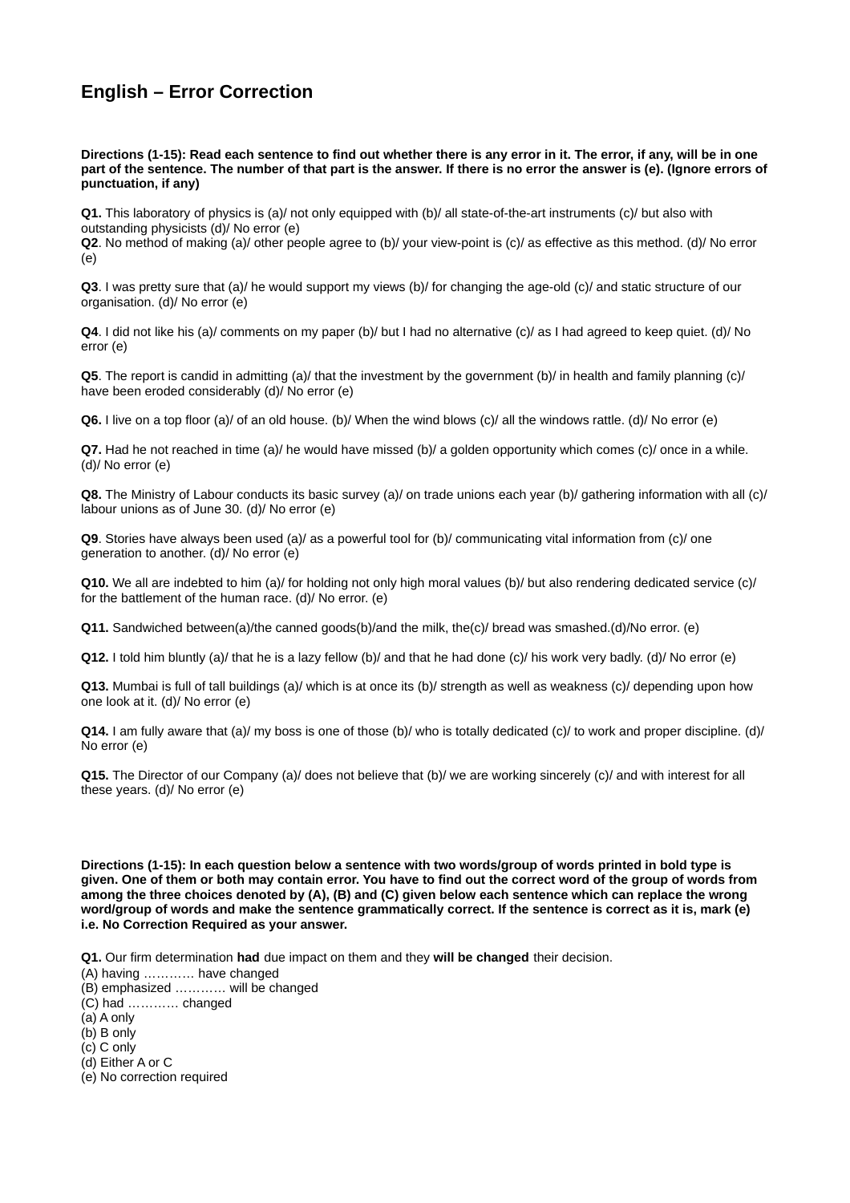# English – Error Correction

**Directions (1-15): Read each sentence to find out whether there is any error in it. The error, if any, will be in one part of the sentence. The number of that part is the answer. If there is no error the answer is (e). (Ignore errors of punctuation, if any)**

**Q1.** This laboratory of physics is (a)/ not only equipped with (b)/ all state-of-the-art instruments (c)/ but also with outstanding physicists (d)/ No error (e)
**Q2**. No method of making (a)/ other people agree to (b)/ your view-point is (c)/ as effective as this method. (d)/ No error (e)

**Q3**. I was pretty sure that (a)/ he would support my views (b)/ for changing the age-old (c)/ and static structure of our organisation. (d)/ No error (e)

**Q4**. I did not like his (a)/ comments on my paper (b)/ but I had no alternative (c)/ as I had agreed to keep quiet. (d)/ No error (e)

**Q5**. The report is candid in admitting (a)/ that the investment by the government (b)/ in health and family planning (c)/ have been eroded considerably (d)/ No error (e)

**Q6.** I live on a top floor (a)/ of an old house. (b)/ When the wind blows (c)/ all the windows rattle. (d)/ No error (e)

**Q7.** Had he not reached in time (a)/ he would have missed (b)/ a golden opportunity which comes (c)/ once in a while. (d)/ No error (e)

**Q8.** The Ministry of Labour conducts its basic survey (a)/ on trade unions each year (b)/ gathering information with all (c)/ labour unions as of June 30. (d)/ No error (e)

**Q9**. Stories have always been used (a)/ as a powerful tool for (b)/ communicating vital information from (c)/ one generation to another. (d)/ No error (e)

**Q10.** We all are indebted to him (a)/ for holding not only high moral values (b)/ but also rendering dedicated service (c)/ for the battlement of the human race. (d)/ No error. (e)

**Q11.** Sandwiched between(a)/the canned goods(b)/and the milk, the(c)/ bread was smashed.(d)/No error. (e)

**Q12.** I told him bluntly (a)/ that he is a lazy fellow (b)/ and that he had done (c)/ his work very badly. (d)/ No error (e)

**Q13.** Mumbai is full of tall buildings (a)/ which is at once its (b)/ strength as well as weakness (c)/ depending upon how one look at it. (d)/ No error (e)

**Q14.** I am fully aware that (a)/ my boss is one of those (b)/ who is totally dedicated (c)/ to work and proper discipline. (d)/ No error (e)

**Q15.** The Director of our Company (a)/ does not believe that (b)/ we are working sincerely (c)/ and with interest for all these years. (d)/ No error (e)

**Directions (1-15): In each question below a sentence with two words/group of words printed in bold type is given. One of them or both may contain error. You have to find out the correct word of the group of words from among the three choices denoted by (A), (B) and (C) given below each sentence which can replace the wrong word/group of words and make the sentence grammatically correct. If the sentence is correct as it is, mark (e) i.e. No Correction Required as your answer.**

**Q1.** Our firm determination **had** due impact on them and they **will be changed** their decision.
(A) having ………… have changed
(B) emphasized ………… will be changed
(C) had ………… changed
(a) A only
(b) B only
(c) C only
(d) Either A or C
(e) No correction required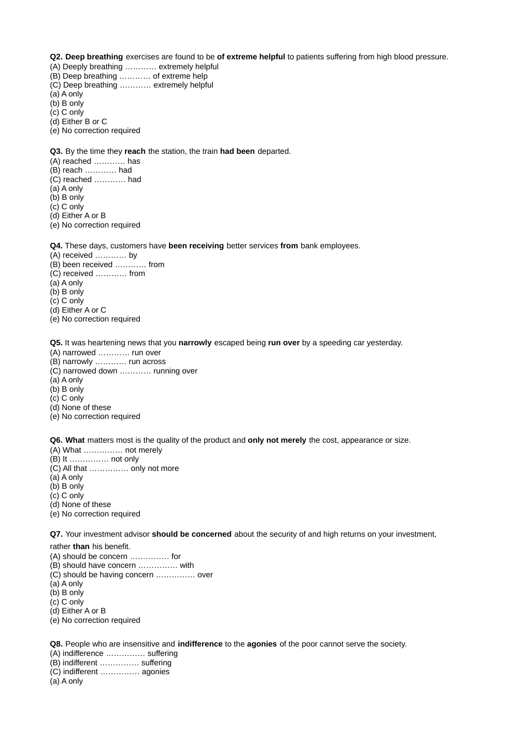**Q2. Deep breathing** exercises are found to be **of extreme helpful** to patients suffering from high blood pressure.
(A) Deeply breathing ………… extremely helpful
(B) Deep breathing ………… of extreme help
(C) Deep breathing ………… extremely helpful
(a) A only
(b) B only
(c) C only
(d) Either B or C
(e) No correction required

**Q3.** By the time they **reach** the station, the train **had been** departed.
(A) reached ………… has
(B) reach ………… had
(C) reached ………… had
(a) A only
(b) B only
(c) C only
(d) Either A or B
(e) No correction required

**Q4.** These days, customers have **been receiving** better services **from** bank employees.
(A) received ………… by
(B) been received ………… from
(C) received ………… from
(a) A only
(b) B only
(c) C only
(d) Either A or C
(e) No correction required

**Q5.** It was heartening news that you **narrowly** escaped being **run over** by a speeding car yesterday.
(A) narrowed ………… run over
(B) narrowly ………… run across
(C) narrowed down ………… running over
(a) A only
(b) B only
(c) C only
(d) None of these
(e) No correction required

**Q6. What** matters most is the quality of the product and **only not merely** the cost, appearance or size.
(A) What …………… not merely
(B) It …………… not only
(C) All that …………… only not more
(a) A only
(b) B only
(c) C only
(d) None of these
(e) No correction required

**Q7.** Your investment advisor **should be concerned** about the security of and high returns on your investment, rather **than** his benefit.
(A) should be concern …………… for
(B) should have concern …………… with
(C) should be having concern …………… over
(a) A only
(b) B only
(c) C only
(d) Either A or B
(e) No correction required

**Q8.** People who are insensitive and **indifference** to the **agonies** of the poor cannot serve the society.
(A) indifference …………… suffering
(B) indifferent …………… suffering
(C) indifferent …………… agonies
(a) A only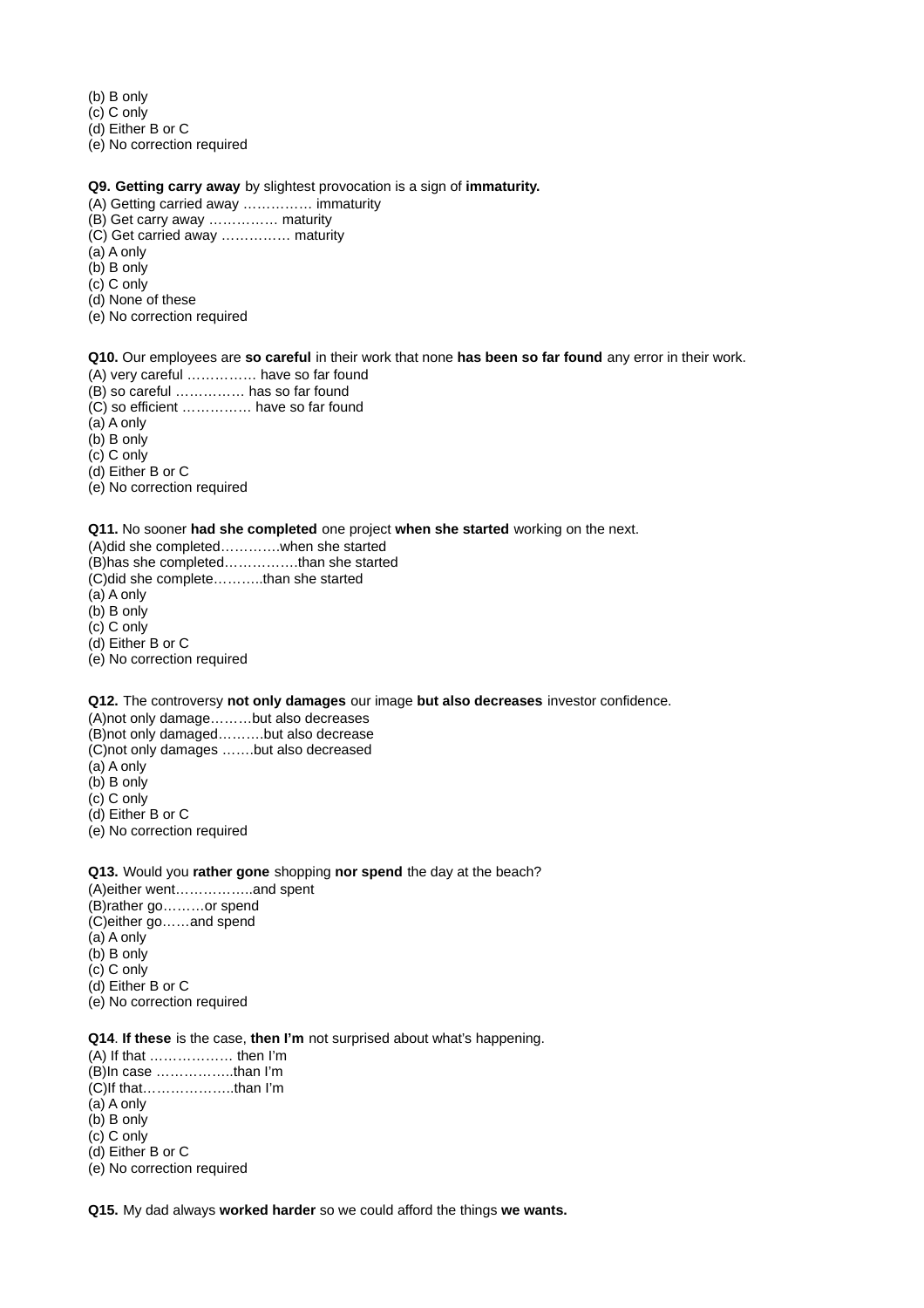(b) B only
(c) C only
(d) Either B or C
(e) No correction required

**Q9. Getting carry away** by slightest provocation is a sign of **immaturity.**
(A) Getting carried away …………… immaturity
(B) Get carry away …………… maturity
(C) Get carried away …………… maturity
(a) A only
(b) B only
(c) C only
(d) None of these
(e) No correction required

**Q10.** Our employees are **so careful** in their work that none **has been so far found** any error in their work.
(A) very careful …………… have so far found
(B) so careful …………… has so far found
(C) so efficient …………… have so far found
(a) A only
(b) B only
(c) C only
(d) Either B or C
(e) No correction required

**Q11.** No sooner **had she completed** one project **when she started** working on the next.
(A)did she completed………….when she started
(B)has she completed…………….than she started
(C)did she complete……….than she started
(a) A only
(b) B only
(c) C only
(d) Either B or C
(e) No correction required

**Q12.** The controversy **not only damages** our image **but also decreases** investor confidence.
(A)not only damage………but also decreases
(B)not only damaged……….but also decrease
(C)not only damages …….but also decreased
(a) A only
(b) B only
(c) C only
(d) Either B or C
(e) No correction required

**Q13.** Would you **rather gone** shopping **nor spend** the day at the beach?
(A)either went……………..and spent
(B)rather go………or spend
(C)either go……and spend
(a) A only
(b) B only
(c) C only
(d) Either B or C
(e) No correction required

**Q14**. **If these** is the case, **then I'm** not surprised about what's happening.
(A) If that ……………… then I'm
(B)In case ……………..than I'm
(C)If that………………..than I'm
(a) A only
(b) B only
(c) C only
(d) Either B or C
(e) No correction required

**Q15.** My dad always **worked harder** so we could afford the things **we wants.**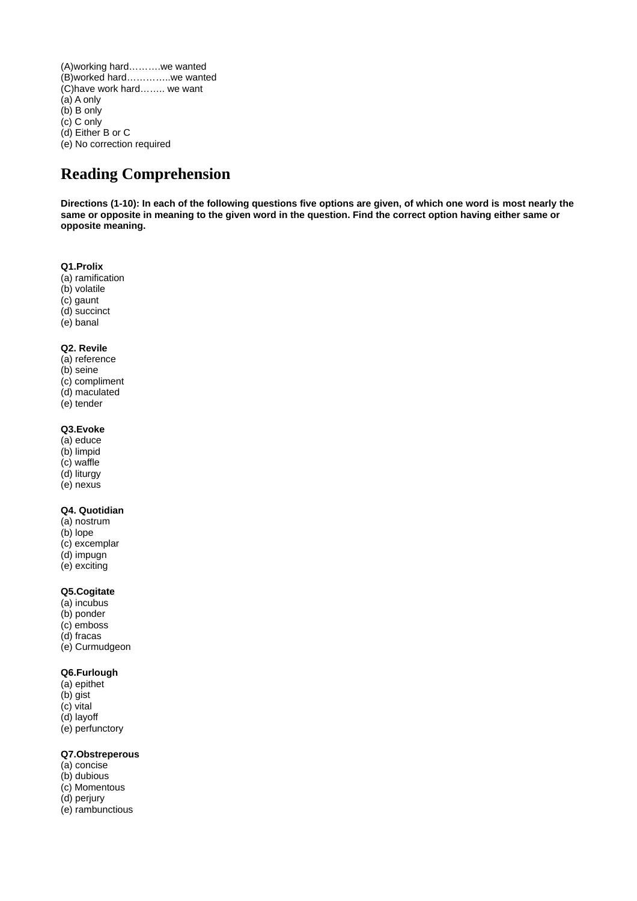(A)working hard……….we wanted
(B)worked hard…………..we wanted
(C)have work hard…….. we want
(a) A only
(b) B only
(c) C only
(d) Either B or C
(e) No correction required

## Reading Comprehension

**Directions (1-10): In each of the following questions five options are given, of which one word is most nearly the same or opposite in meaning to the given word in the question. Find the correct option having either same or opposite meaning.**

**Q1.Prolix**
(a) ramification
(b) volatile
(c) gaunt
(d) succinct
(e) banal

**Q2. Revile**
(a) reference
(b) seine
(c) compliment
(d) maculated
(e) tender

**Q3.Evoke**
(a) educe
(b) limpid
(c) waffle
(d) liturgy
(e) nexus

**Q4. Quotidian**
(a) nostrum
(b) lope
(c) excemplar
(d) impugn
(e) exciting

**Q5.Cogitate**
(a) incubus
(b) ponder
(c) emboss
(d) fracas
(e) Curmudgeon

**Q6.Furlough**
(a) epithet
(b) gist
(c) vital
(d) layoff
(e) perfunctory

**Q7.Obstreperous**
(a) concise
(b) dubious
(c) Momentous
(d) perjury
(e) rambunctious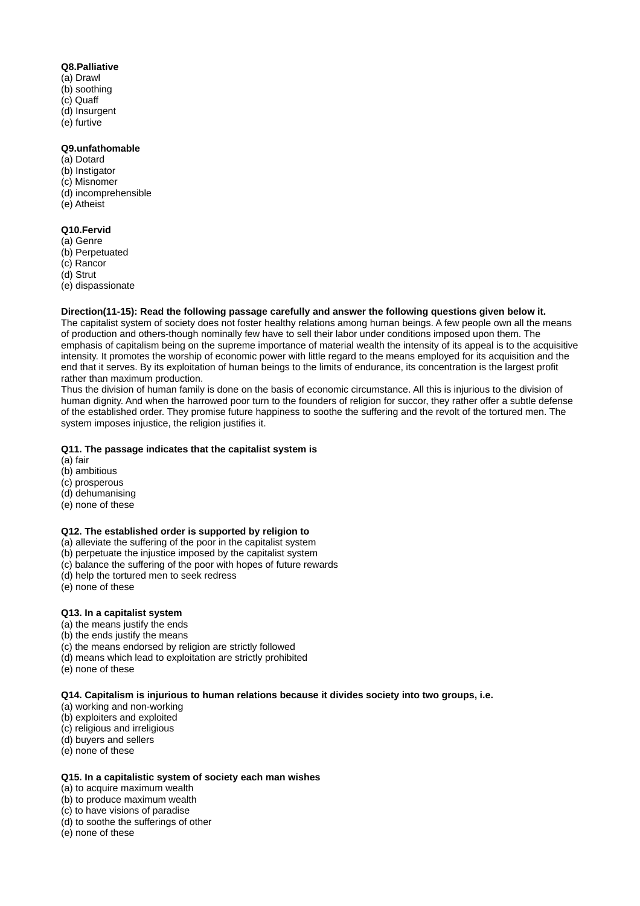**Q8.Palliative**

(a) Drawl
(b) soothing
(c) Quaff
(d) Insurgent
(e) furtive

**Q9.unfathomable**

(a) Dotard
(b) Instigator
(c) Misnomer
(d) incomprehensible
(e) Atheist

**Q10.Fervid**

(a) Genre
(b) Perpetuated
(c) Rancor
(d) Strut
(e) dispassionate

**Direction(11-15): Read the following passage carefully and answer the following questions given below it.**

The capitalist system of society does not foster healthy relations among human beings. A few people own all the means of production and others-though nominally few have to sell their labor under conditions imposed upon them. The emphasis of capitalism being on the supreme importance of material wealth the intensity of its appeal is to the acquisitive intensity. It promotes the worship of economic power with little regard to the means employed for its acquisition and the end that it serves. By its exploitation of human beings to the limits of endurance, its concentration is the largest profit rather than maximum production.

Thus the division of human family is done on the basis of economic circumstance. All this is injurious to the division of human dignity. And when the harrowed poor turn to the founders of religion for succor, they rather offer a subtle defense of the established order. They promise future happiness to soothe the suffering and the revolt of the tortured men. The system imposes injustice, the religion justifies it.

**Q11. The passage indicates that the capitalist system is**

(a) fair
(b) ambitious
(c) prosperous
(d) dehumanising
(e) none of these

**Q12. The established order is supported by religion to**

(a) alleviate the suffering of the poor in the capitalist system
(b) perpetuate the injustice imposed by the capitalist system
(c) balance the suffering of the poor with hopes of future rewards
(d) help the tortured men to seek redress
(e) none of these

**Q13. In a capitalist system**

(a) the means justify the ends
(b) the ends justify the means
(c) the means endorsed by religion are strictly followed
(d) means which lead to exploitation are strictly prohibited
(e) none of these

**Q14. Capitalism is injurious to human relations because it divides society into two groups, i.e.**

(a) working and non-working
(b) exploiters and exploited
(c) religious and irreligious
(d) buyers and sellers
(e) none of these

**Q15. In a capitalistic system of society each man wishes**

(a) to acquire maximum wealth
(b) to produce maximum wealth
(c) to have visions of paradise
(d) to soothe the sufferings of other
(e) none of these